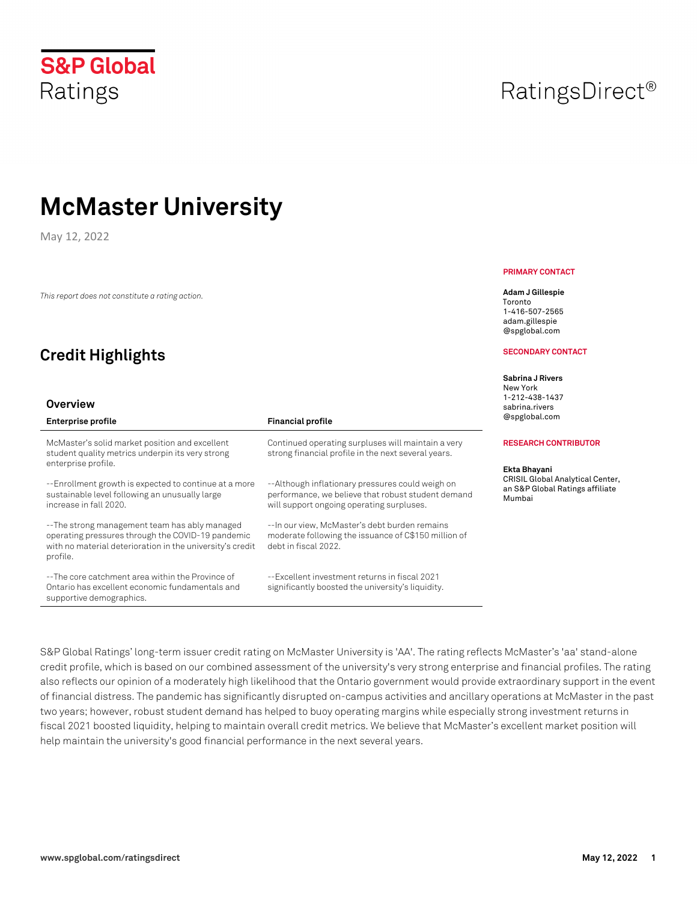S&P Global
Ratings

RatingsDirect®

# McMaster University

May 12, 2022

*This report does not constitute a rating action.*

**PRIMARY CONTACT**

**Adam J Gillespie**
Toronto
1-416-507-2565
adam.gillespie
@spglobal.com

**SECONDARY CONTACT**

**Sabrina J Rivers**
New York
1-212-438-1437
sabrina.rivers
@spglobal.com

**RESEARCH CONTRIBUTOR**

**Ekta Bhayani**
CRISIL Global Analytical Center, an S&P Global Ratings affiliate
Mumbai

## Credit Highlights

### Overview

| Enterprise profile | Financial profile |
|---|---|
| McMaster's solid market position and excellent student quality metrics underpin its very strong enterprise profile. | Continued operating surpluses will maintain a very strong financial profile in the next several years. |
| --Enrollment growth is expected to continue at a more sustainable level following an unusually large increase in fall 2020. | --Although inflationary pressures could weigh on performance, we believe that robust student demand will support ongoing operating surpluses. |
| --The strong management team has ably managed operating pressures through the COVID-19 pandemic with no material deterioration in the university's credit profile. | --In our view, McMaster's debt burden remains moderate following the issuance of C$150 million of debt in fiscal 2022. |
| --The core catchment area within the Province of Ontario has excellent economic fundamentals and supportive demographics. | --Excellent investment returns in fiscal 2021 significantly boosted the university's liquidity. |

S&P Global Ratings' long-term issuer credit rating on McMaster University is 'AA'. The rating reflects McMaster's 'aa' stand-alone credit profile, which is based on our combined assessment of the university's very strong enterprise and financial profiles. The rating also reflects our opinion of a moderately high likelihood that the Ontario government would provide extraordinary support in the event of financial distress. The pandemic has significantly disrupted on-campus activities and ancillary operations at McMaster in the past two years; however, robust student demand has helped to buoy operating margins while especially strong investment returns in fiscal 2021 boosted liquidity, helping to maintain overall credit metrics. We believe that McMaster's excellent market position will help maintain the university's good financial performance in the next several years.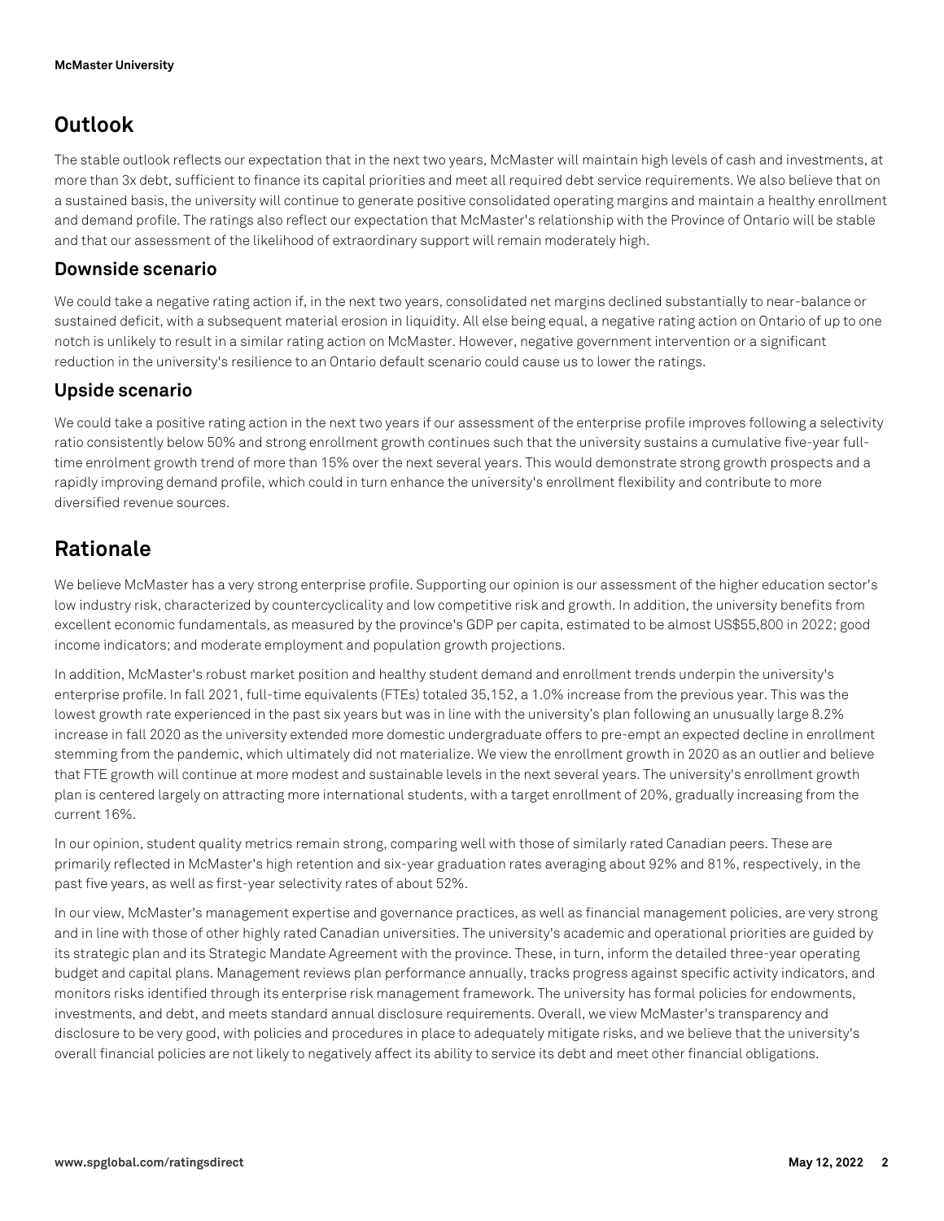## Outlook

The stable outlook reflects our expectation that in the next two years, McMaster will maintain high levels of cash and investments, at more than 3x debt, sufficient to finance its capital priorities and meet all required debt service requirements. We also believe that on a sustained basis, the university will continue to generate positive consolidated operating margins and maintain a healthy enrollment and demand profile. The ratings also reflect our expectation that McMaster's relationship with the Province of Ontario will be stable and that our assessment of the likelihood of extraordinary support will remain moderately high.

### Downside scenario

We could take a negative rating action if, in the next two years, consolidated net margins declined substantially to near-balance or sustained deficit, with a subsequent material erosion in liquidity. All else being equal, a negative rating action on Ontario of up to one notch is unlikely to result in a similar rating action on McMaster. However, negative government intervention or a significant reduction in the university's resilience to an Ontario default scenario could cause us to lower the ratings.

### Upside scenario

We could take a positive rating action in the next two years if our assessment of the enterprise profile improves following a selectivity ratio consistently below 50% and strong enrollment growth continues such that the university sustains a cumulative five-year full-time enrolment growth trend of more than 15% over the next several years. This would demonstrate strong growth prospects and a rapidly improving demand profile, which could in turn enhance the university's enrollment flexibility and contribute to more diversified revenue sources.

## Rationale

We believe McMaster has a very strong enterprise profile. Supporting our opinion is our assessment of the higher education sector's low industry risk, characterized by countercyclicality and low competitive risk and growth. In addition, the university benefits from excellent economic fundamentals, as measured by the province's GDP per capita, estimated to be almost US$55,800 in 2022; good income indicators; and moderate employment and population growth projections.

In addition, McMaster's robust market position and healthy student demand and enrollment trends underpin the university's enterprise profile. In fall 2021, full-time equivalents (FTEs) totaled 35,152, a 1.0% increase from the previous year. This was the lowest growth rate experienced in the past six years but was in line with the university's plan following an unusually large 8.2% increase in fall 2020 as the university extended more domestic undergraduate offers to pre-empt an expected decline in enrollment stemming from the pandemic, which ultimately did not materialize. We view the enrollment growth in 2020 as an outlier and believe that FTE growth will continue at more modest and sustainable levels in the next several years. The university's enrollment growth plan is centered largely on attracting more international students, with a target enrollment of 20%, gradually increasing from the current 16%.

In our opinion, student quality metrics remain strong, comparing well with those of similarly rated Canadian peers. These are primarily reflected in McMaster's high retention and six-year graduation rates averaging about 92% and 81%, respectively, in the past five years, as well as first-year selectivity rates of about 52%.

In our view, McMaster's management expertise and governance practices, as well as financial management policies, are very strong and in line with those of other highly rated Canadian universities. The university's academic and operational priorities are guided by its strategic plan and its Strategic Mandate Agreement with the province. These, in turn, inform the detailed three-year operating budget and capital plans. Management reviews plan performance annually, tracks progress against specific activity indicators, and monitors risks identified through its enterprise risk management framework. The university has formal policies for endowments, investments, and debt, and meets standard annual disclosure requirements. Overall, we view McMaster's transparency and disclosure to be very good, with policies and procedures in place to adequately mitigate risks, and we believe that the university's overall financial policies are not likely to negatively affect its ability to service its debt and meet other financial obligations.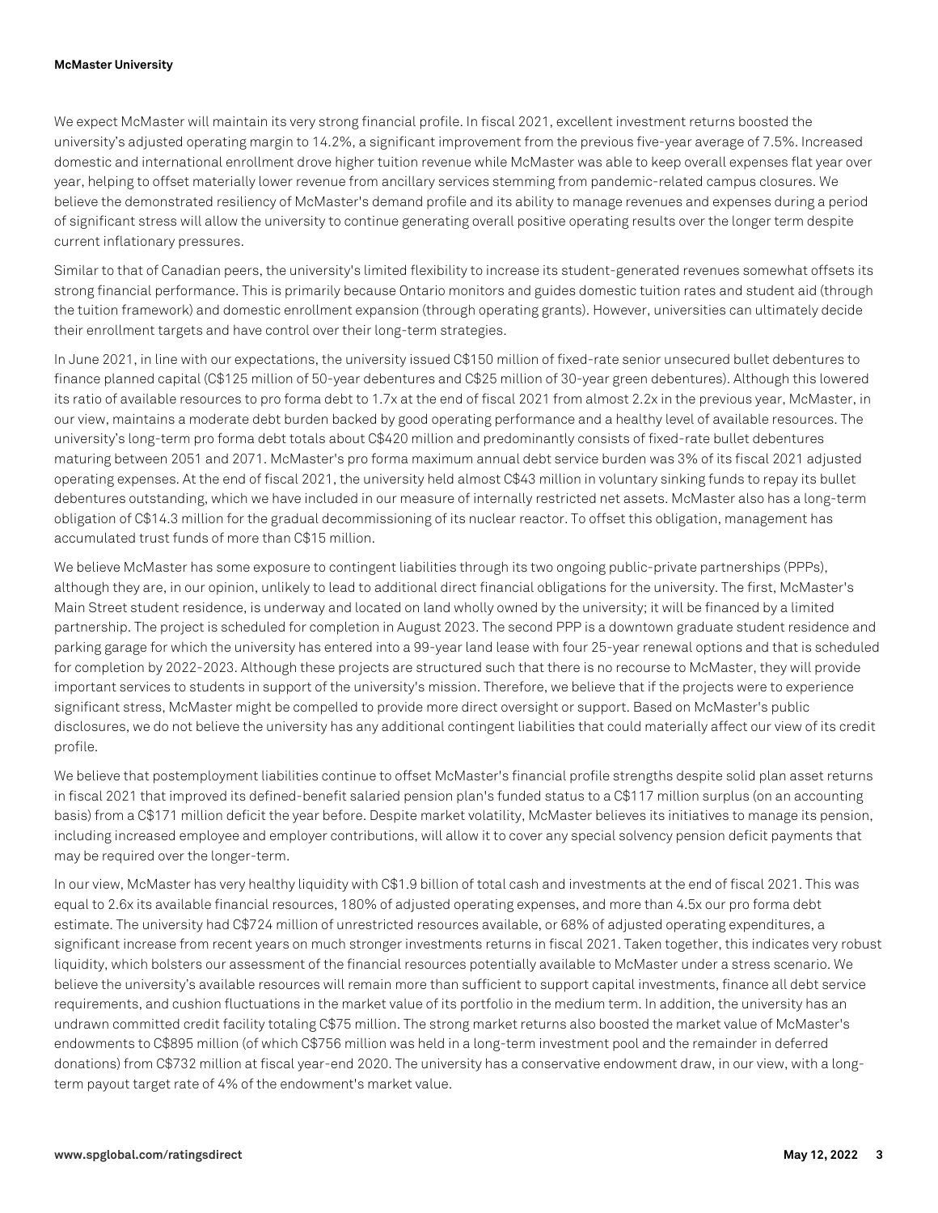We expect McMaster will maintain its very strong financial profile. In fiscal 2021, excellent investment returns boosted the university's adjusted operating margin to 14.2%, a significant improvement from the previous five-year average of 7.5%. Increased domestic and international enrollment drove higher tuition revenue while McMaster was able to keep overall expenses flat year over year, helping to offset materially lower revenue from ancillary services stemming from pandemic-related campus closures. We believe the demonstrated resiliency of McMaster's demand profile and its ability to manage revenues and expenses during a period of significant stress will allow the university to continue generating overall positive operating results over the longer term despite current inflationary pressures.

Similar to that of Canadian peers, the university's limited flexibility to increase its student-generated revenues somewhat offsets its strong financial performance. This is primarily because Ontario monitors and guides domestic tuition rates and student aid (through the tuition framework) and domestic enrollment expansion (through operating grants). However, universities can ultimately decide their enrollment targets and have control over their long-term strategies.

In June 2021, in line with our expectations, the university issued C$150 million of fixed-rate senior unsecured bullet debentures to finance planned capital (C$125 million of 50-year debentures and C$25 million of 30-year green debentures). Although this lowered its ratio of available resources to pro forma debt to 1.7x at the end of fiscal 2021 from almost 2.2x in the previous year, McMaster, in our view, maintains a moderate debt burden backed by good operating performance and a healthy level of available resources. The university's long-term pro forma debt totals about C$420 million and predominantly consists of fixed-rate bullet debentures maturing between 2051 and 2071. McMaster's pro forma maximum annual debt service burden was 3% of its fiscal 2021 adjusted operating expenses. At the end of fiscal 2021, the university held almost C$43 million in voluntary sinking funds to repay its bullet debentures outstanding, which we have included in our measure of internally restricted net assets. McMaster also has a long-term obligation of C$14.3 million for the gradual decommissioning of its nuclear reactor. To offset this obligation, management has accumulated trust funds of more than C$15 million.

We believe McMaster has some exposure to contingent liabilities through its two ongoing public-private partnerships (PPPs), although they are, in our opinion, unlikely to lead to additional direct financial obligations for the university. The first, McMaster's Main Street student residence, is underway and located on land wholly owned by the university; it will be financed by a limited partnership. The project is scheduled for completion in August 2023. The second PPP is a downtown graduate student residence and parking garage for which the university has entered into a 99-year land lease with four 25-year renewal options and that is scheduled for completion by 2022-2023. Although these projects are structured such that there is no recourse to McMaster, they will provide important services to students in support of the university's mission. Therefore, we believe that if the projects were to experience significant stress, McMaster might be compelled to provide more direct oversight or support. Based on McMaster's public disclosures, we do not believe the university has any additional contingent liabilities that could materially affect our view of its credit profile.

We believe that postemployment liabilities continue to offset McMaster's financial profile strengths despite solid plan asset returns in fiscal 2021 that improved its defined-benefit salaried pension plan's funded status to a C$117 million surplus (on an accounting basis) from a C$171 million deficit the year before. Despite market volatility, McMaster believes its initiatives to manage its pension, including increased employee and employer contributions, will allow it to cover any special solvency pension deficit payments that may be required over the longer-term.

In our view, McMaster has very healthy liquidity with C$1.9 billion of total cash and investments at the end of fiscal 2021. This was equal to 2.6x its available financial resources, 180% of adjusted operating expenses, and more than 4.5x our pro forma debt estimate. The university had C$724 million of unrestricted resources available, or 68% of adjusted operating expenditures, a significant increase from recent years on much stronger investments returns in fiscal 2021. Taken together, this indicates very robust liquidity, which bolsters our assessment of the financial resources potentially available to McMaster under a stress scenario. We believe the university's available resources will remain more than sufficient to support capital investments, finance all debt service requirements, and cushion fluctuations in the market value of its portfolio in the medium term. In addition, the university has an undrawn committed credit facility totaling C$75 million. The strong market returns also boosted the market value of McMaster's endowments to C$895 million (of which C$756 million was held in a long-term investment pool and the remainder in deferred donations) from C$732 million at fiscal year-end 2020. The university has a conservative endowment draw, in our view, with a long-term payout target rate of 4% of the endowment's market value.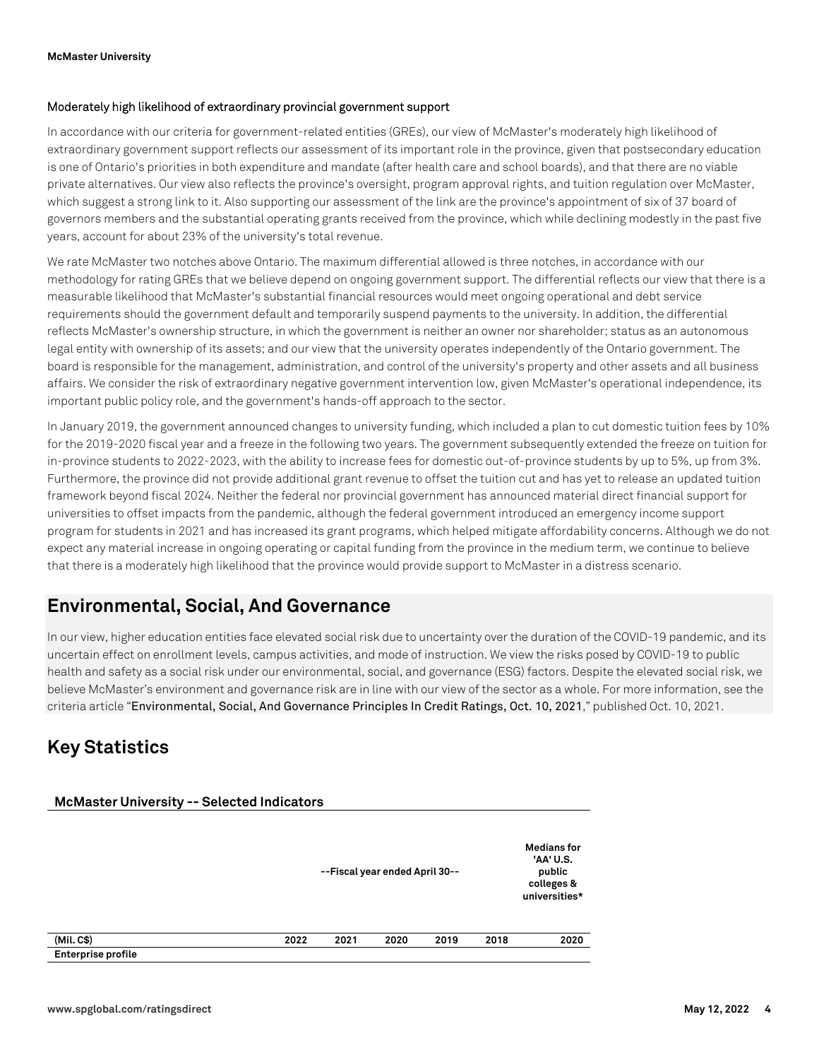### Moderately high likelihood of extraordinary provincial government support

In accordance with our criteria for government-related entities (GREs), our view of McMaster's moderately high likelihood of extraordinary government support reflects our assessment of its important role in the province, given that postsecondary education is one of Ontario's priorities in both expenditure and mandate (after health care and school boards), and that there are no viable private alternatives. Our view also reflects the province's oversight, program approval rights, and tuition regulation over McMaster, which suggest a strong link to it. Also supporting our assessment of the link are the province's appointment of six of 37 board of governors members and the substantial operating grants received from the province, which while declining modestly in the past five years, account for about 23% of the university's total revenue.

We rate McMaster two notches above Ontario. The maximum differential allowed is three notches, in accordance with our methodology for rating GREs that we believe depend on ongoing government support. The differential reflects our view that there is a measurable likelihood that McMaster's substantial financial resources would meet ongoing operational and debt service requirements should the government default and temporarily suspend payments to the university. In addition, the differential reflects McMaster's ownership structure, in which the government is neither an owner nor shareholder; status as an autonomous legal entity with ownership of its assets; and our view that the university operates independently of the Ontario government. The board is responsible for the management, administration, and control of the university's property and other assets and all business affairs. We consider the risk of extraordinary negative government intervention low, given McMaster's operational independence, its important public policy role, and the government's hands-off approach to the sector.

In January 2019, the government announced changes to university funding, which included a plan to cut domestic tuition fees by 10% for the 2019-2020 fiscal year and a freeze in the following two years. The government subsequently extended the freeze on tuition for in-province students to 2022-2023, with the ability to increase fees for domestic out-of-province students by up to 5%, up from 3%. Furthermore, the province did not provide additional grant revenue to offset the tuition cut and has yet to release an updated tuition framework beyond fiscal 2024. Neither the federal nor provincial government has announced material direct financial support for universities to offset impacts from the pandemic, although the federal government introduced an emergency income support program for students in 2021 and has increased its grant programs, which helped mitigate affordability concerns. Although we do not expect any material increase in ongoing operating or capital funding from the province in the medium term, we continue to believe that there is a moderately high likelihood that the province would provide support to McMaster in a distress scenario.

## Environmental, Social, And Governance

In our view, higher education entities face elevated social risk due to uncertainty over the duration of the COVID-19 pandemic, and its uncertain effect on enrollment levels, campus activities, and mode of instruction. We view the risks posed by COVID-19 to public health and safety as a social risk under our environmental, social, and governance (ESG) factors. Despite the elevated social risk, we believe McMaster's environment and governance risk are in line with our view of the sector as a whole. For more information, see the criteria article "Environmental, Social, And Governance Principles In Credit Ratings, Oct. 10, 2021," published Oct. 10, 2021.

## Key Statistics

**McMaster University -- Selected Indicators**

| | --Fiscal year ended April 30-- | | | | | Medians for 'AA' U.S. public colleges & universities* |
|---|---|---|---|---|---|---|
| **(Mil. C$)** | **2022** | **2021** | **2020** | **2019** | **2018** | **2020** |
| **Enterprise profile** | | | | | | |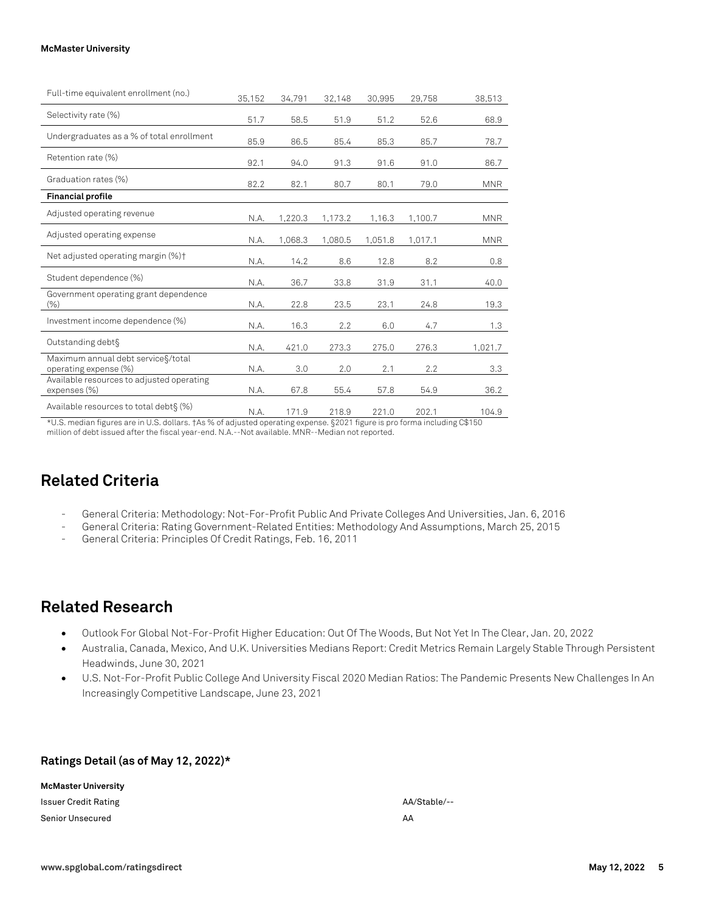| | | | | | | |
|---|---|---|---|---|---|---|
| Full-time equivalent enrollment (no.) | 35,152 | 34,791 | 32,148 | 30,995 | 29,758 | 38,513 |
| Selectivity rate (%) | 51.7 | 58.5 | 51.9 | 51.2 | 52.6 | 68.9 |
| Undergraduates as a % of total enrollment | 85.9 | 86.5 | 85.4 | 85.3 | 85.7 | 78.7 |
| Retention rate (%) | 92.1 | 94.0 | 91.3 | 91.6 | 91.0 | 86.7 |
| Graduation rates (%) | 82.2 | 82.1 | 80.7 | 80.1 | 79.0 | MNR |
| **Financial profile** | | | | | | |
| Adjusted operating revenue | N.A. | 1,220.3 | 1,173.2 | 1,16.3 | 1,100.7 | MNR |
| Adjusted operating expense | N.A. | 1,068.3 | 1,080.5 | 1,051.8 | 1,017.1 | MNR |
| Net adjusted operating margin (%)† | N.A. | 14.2 | 8.6 | 12.8 | 8.2 | 0.8 |
| Student dependence (%) | N.A. | 36.7 | 33.8 | 31.9 | 31.1 | 40.0 |
| Government operating grant dependence (%) | N.A. | 22.8 | 23.5 | 23.1 | 24.8 | 19.3 |
| Investment income dependence (%) | N.A. | 16.3 | 2.2 | 6.0 | 4.7 | 1.3 |
| Outstanding debt§ | N.A. | 421.0 | 273.3 | 275.0 | 276.3 | 1,021.7 |
| Maximum annual debt service§/total operating expense (%) | N.A. | 3.0 | 2.0 | 2.1 | 2.2 | 3.3 |
| Available resources to adjusted operating expenses (%) | N.A. | 67.8 | 55.4 | 57.8 | 54.9 | 36.2 |
| Available resources to total debt§ (%) | N.A. | 171.9 | 218.9 | 221.0 | 202.1 | 104.9 |

*U.S. median figures are in U.S. dollars. †As % of adjusted operating expense. §2021 figure is pro forma including C$150 million of debt issued after the fiscal year-end. N.A.--Not available. MNR--Median not reported.

## Related Criteria

- General Criteria: Methodology: Not-For-Profit Public And Private Colleges And Universities, Jan. 6, 2016
- General Criteria: Rating Government-Related Entities: Methodology And Assumptions, March 25, 2015
- General Criteria: Principles Of Credit Ratings, Feb. 16, 2011

## Related Research

- Outlook For Global Not-For-Profit Higher Education: Out Of The Woods, But Not Yet In The Clear, Jan. 20, 2022
- Australia, Canada, Mexico, And U.K. Universities Medians Report: Credit Metrics Remain Largely Stable Through Persistent Headwinds, June 30, 2021
- U.S. Not-For-Profit Public College And University Fiscal 2020 Median Ratios: The Pandemic Presents New Challenges In An Increasingly Competitive Landscape, June 23, 2021

### Ratings Detail (as of May 12, 2022)*

| | |
|---|---|
| **McMaster University** | |
| Issuer Credit Rating | AA/Stable/-- |
| Senior Unsecured | AA |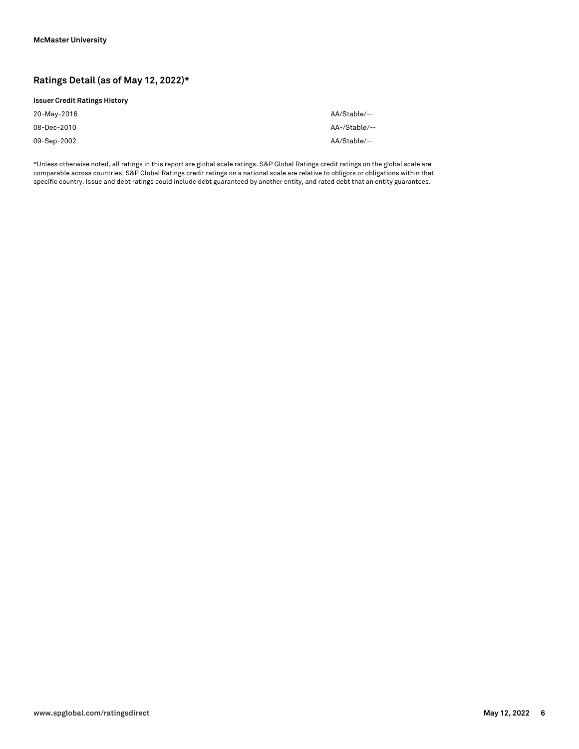## Ratings Detail (as of May 12, 2022)*

**Issuer Credit Ratings History**

| | |
|---|---|
| 20-May-2016 | AA/Stable/-- |
| 08-Dec-2010 | AA-/Stable/-- |
| 09-Sep-2002 | AA/Stable/-- |

*Unless otherwise noted, all ratings in this report are global scale ratings. S&P Global Ratings credit ratings on the global scale are comparable across countries. S&P Global Ratings credit ratings on a national scale are relative to obligors or obligations within that specific country. Issue and debt ratings could include debt guaranteed by another entity, and rated debt that an entity guarantees.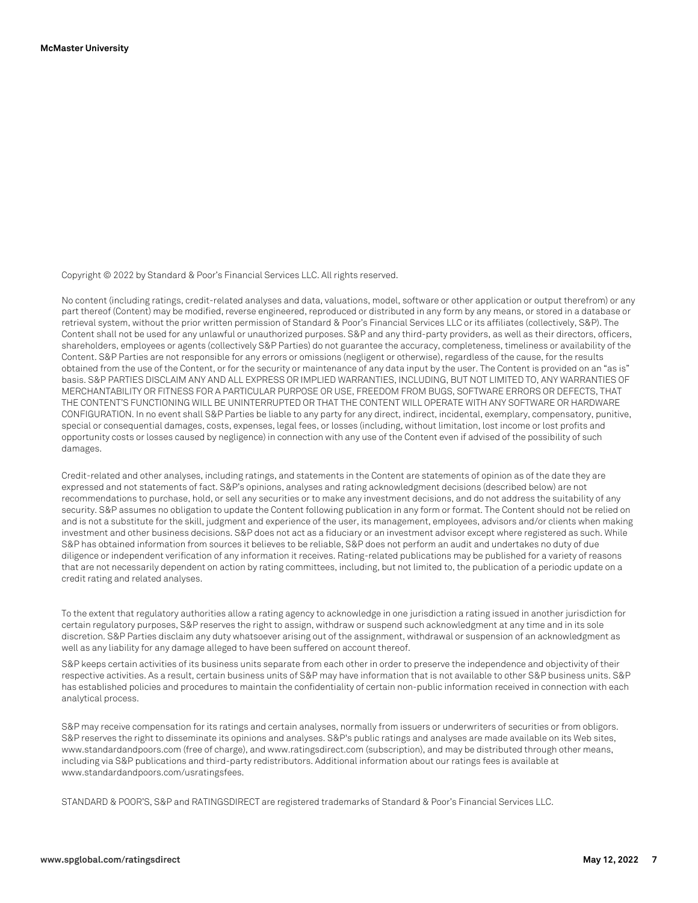Copyright © 2022 by Standard & Poor's Financial Services LLC. All rights reserved.

No content (including ratings, credit-related analyses and data, valuations, model, software or other application or output therefrom) or any part thereof (Content) may be modified, reverse engineered, reproduced or distributed in any form by any means, or stored in a database or retrieval system, without the prior written permission of Standard & Poor's Financial Services LLC or its affiliates (collectively, S&P). The Content shall not be used for any unlawful or unauthorized purposes. S&P and any third-party providers, as well as their directors, officers, shareholders, employees or agents (collectively S&P Parties) do not guarantee the accuracy, completeness, timeliness or availability of the Content. S&P Parties are not responsible for any errors or omissions (negligent or otherwise), regardless of the cause, for the results obtained from the use of the Content, or for the security or maintenance of any data input by the user. The Content is provided on an "as is" basis. S&P PARTIES DISCLAIM ANY AND ALL EXPRESS OR IMPLIED WARRANTIES, INCLUDING, BUT NOT LIMITED TO, ANY WARRANTIES OF MERCHANTABILITY OR FITNESS FOR A PARTICULAR PURPOSE OR USE, FREEDOM FROM BUGS, SOFTWARE ERRORS OR DEFECTS, THAT THE CONTENT'S FUNCTIONING WILL BE UNINTERRUPTED OR THAT THE CONTENT WILL OPERATE WITH ANY SOFTWARE OR HARDWARE CONFIGURATION. In no event shall S&P Parties be liable to any party for any direct, indirect, incidental, exemplary, compensatory, punitive, special or consequential damages, costs, expenses, legal fees, or losses (including, without limitation, lost income or lost profits and opportunity costs or losses caused by negligence) in connection with any use of the Content even if advised of the possibility of such damages.

Credit-related and other analyses, including ratings, and statements in the Content are statements of opinion as of the date they are expressed and not statements of fact. S&P's opinions, analyses and rating acknowledgment decisions (described below) are not recommendations to purchase, hold, or sell any securities or to make any investment decisions, and do not address the suitability of any security. S&P assumes no obligation to update the Content following publication in any form or format. The Content should not be relied on and is not a substitute for the skill, judgment and experience of the user, its management, employees, advisors and/or clients when making investment and other business decisions. S&P does not act as a fiduciary or an investment advisor except where registered as such. While S&P has obtained information from sources it believes to be reliable, S&P does not perform an audit and undertakes no duty of due diligence or independent verification of any information it receives. Rating-related publications may be published for a variety of reasons that are not necessarily dependent on action by rating committees, including, but not limited to, the publication of a periodic update on a credit rating and related analyses.

To the extent that regulatory authorities allow a rating agency to acknowledge in one jurisdiction a rating issued in another jurisdiction for certain regulatory purposes, S&P reserves the right to assign, withdraw or suspend such acknowledgment at any time and in its sole discretion. S&P Parties disclaim any duty whatsoever arising out of the assignment, withdrawal or suspension of an acknowledgment as well as any liability for any damage alleged to have been suffered on account thereof.

S&P keeps certain activities of its business units separate from each other in order to preserve the independence and objectivity of their respective activities. As a result, certain business units of S&P may have information that is not available to other S&P business units. S&P has established policies and procedures to maintain the confidentiality of certain non-public information received in connection with each analytical process.

S&P may receive compensation for its ratings and certain analyses, normally from issuers or underwriters of securities or from obligors. S&P reserves the right to disseminate its opinions and analyses. S&P's public ratings and analyses are made available on its Web sites, www.standardandpoors.com (free of charge), and www.ratingsdirect.com (subscription), and may be distributed through other means, including via S&P publications and third-party redistributors. Additional information about our ratings fees is available at www.standardandpoors.com/usratingsfees.

STANDARD & POOR'S, S&P and RATINGSDIRECT are registered trademarks of Standard & Poor's Financial Services LLC.